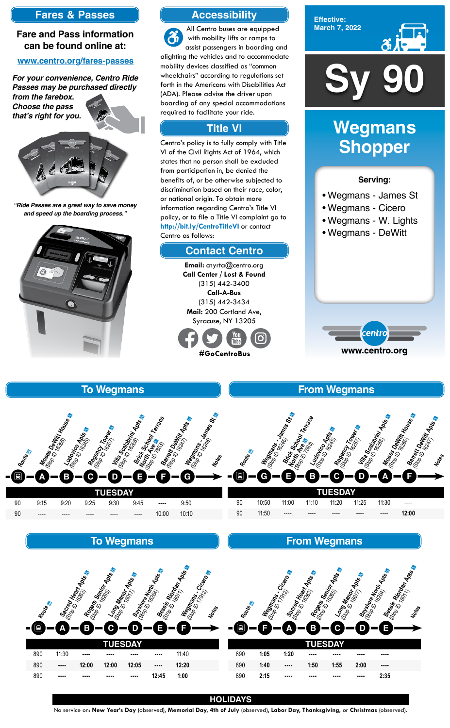## Fares & Passes

**Fare and Pass information can be found online at:**

**www.centro.org/fares-passes**

***For your convenience, Centro Ride Passes may be purchased directly from the farebox. Choose the pass that's right for you.***

***"Ride Passes are a great way to save money and speed up the boarding process."***

## Accessibility

All Centro buses are equipped with mobility lifts or ramps to assist passengers in boarding and alighting the vehicles and to accommodate mobility devices classified as "common wheelchairs" according to regulations set forth in the Americans with Disabilities Act (ADA). Please advise the driver upon boarding of any special accommodations required to facilitate your ride.

## Title VI

Centro's policy is to fully comply with Title VI of the Civil Rights Act of 1964, which states that no person shall be excluded from participation in, be denied the benefits of, or be otherwise subjected to discrimination based on their race, color, or national origin. To obtain more information regarding Centro's Title VI policy, or to file a Title VI complaint go to **http://bit.ly/CentroTitleVI** or contact Centro as follows:

## Contact Centro

**Email:** cnyrta@centro.org
**Call Center / Lost & Found**
(315) 442-3400
**Call-A-Bus**
(315) 442-3434
**Mail:** 200 Cortland Ave, Syracuse, NY 13205

**#GoCentroBus**

**Effective: March 7, 2022**

# Sy 90

# Wegmans Shopper

**Serving:**

- Wegmans - James St
- Wegmans - Cicero
- Wegmans - W. Lights
- Wegmans - DeWitt

**www.centro.org**

## To Wegmans

| Route | A Moses DeWitt House (Stop ID 16266) | B Ludovico Apts (Stop ID 16245) | C Regency Tower (Stop ID 16267) | D Villa Scalabrini Apts (Stop ID 16268) | E Brick School Terrace North Ave (Stop ID 7863) | F Barrett DeWitt Apts (Stop ID 16247) | G Wegmans - James St (Stop ID 16246) | Notes |
|---|---|---|---|---|---|---|---|---|
| **TUESDAY** | | | | | | | | |
| 90 | 9:15 | 9:20 | 9:25 | 9:30 | 9:45 | ---- | 9:50 | |
| 90 | ---- | ---- | ---- | ---- | ---- | 10:00 | 10:10 | |

## From Wegmans

| Route | G Wegmans - James St (Stop ID 16246) | E Brick School Terrace North Ave (Stop ID 7863) | B Ludovico Apts (Stop ID 16245) | C Regency Tower (Stop ID 16267) | D Villa Scalabrini Apts (Stop ID 16268) | A Moses DeWitt House (Stop ID 16266) | F Barrett DeWitt Apts (Stop ID 16247) | Notes |
|---|---|---|---|---|---|---|---|---|
| **TUESDAY** | | | | | | | | |
| 90 | 10:50 | 11:00 | 11:10 | 11:20 | 11:25 | 11:30 | ---- | |
| 90 | 11:50 | ---- | ---- | ---- | ---- | ---- | **12:00** | |

## To Wegmans

| Route | A Sacred Heart Apts (Stop ID 16263) | B Rogers Senior Apts (Stop ID 16265) | C Long Manor Apts (Stop ID 18017) | D Bayshore North Apts (Stop ID 16264) | E Bessie Riordan Apts (Stop ID 18011) | F Wegmans - Cicero (Stop ID 17912) | Notes |
|---|---|---|---|---|---|---|---|
| **TUESDAY** | | | | | | | |
| 890 | 11:30 | ---- | ---- | ---- | ---- | 11:40 | |
| 890 | ---- | **12:00** | **12:00** | **12:05** | ---- | **12:20** | |
| 890 | ---- | ---- | ---- | ---- | **12:45** | **1:00** | |

## From Wegmans

| Route | F Wegmans - Cicero (Stop ID 17912) | A Sacred Heart Apts (Stop ID 16263) | B Rogers Senior Apts (Stop ID 16265) | C Long Manor Apts (Stop ID 18017) | D Bayshore North Apts (Stop ID 16264) | E Bessie Riordan Apts (Stop ID 18011) | Notes |
|---|---|---|---|---|---|---|---|
| **TUESDAY** | | | | | | | |
| 890 | **1:05** | **1:20** | ---- | ---- | ---- | ---- | |
| 890 | **1:40** | ---- | **1:50** | **1:55** | **2:00** | ---- | |
| 890 | **2:15** | ---- | ---- | ---- | ---- | **2:35** | |

## HOLIDAYS

No service on: **New Year's Day** (observed), **Memorial Day, 4th of July** (observed), **Labor Day, Thanksgiving,** or **Christmas** (observed).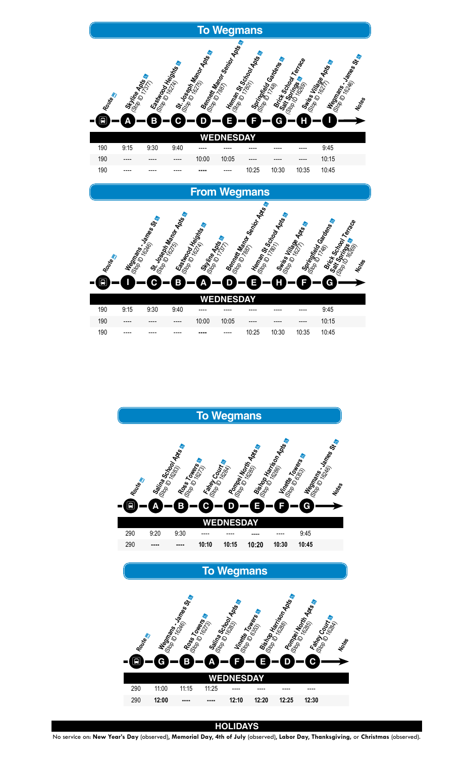## To Wegmans

| Route | Skyline Apts (Stop ID 17377) A | Eastwood Heights (Stop ID 16274) B | St. Joseph Manor Apts (Stop ID 16275) C | Bennett Manor Senior Apts (Stop ID 7887) D | Heman St School Apts (Stop ID 17801) E | Springfield Gardens (Stop ID 1748) F | Brick School Terrace Salt Springs (Stop ID 16269) G | Swiss Village Apts (Stop ID 16277) H | Wegmans - James St (Stop ID 16246) I | Notes |
|---|---|---|---|---|---|---|---|---|---|---|
| **WEDNESDAY** | | | | | | | | | | |
| 190 | 9:15 | 9:30 | 9:40 | ---- | ---- | ---- | ---- | ---- | 9:45 | |
| 190 | ---- | ---- | ---- | 10:00 | 10:05 | ---- | ---- | ---- | 10:15 | |
| 190 | ---- | ---- | ---- | ---- | ---- | 10:25 | 10:30 | 10:35 | 10:45 | |

## From Wegmans

| Route | Wegmans - James St (Stop ID 16246) I | St. Joseph Manor Apts (Stop ID 16275) C | Eastwood Heights (Stop ID 16274) B | Skyline Apts (Stop ID 17377) A | Bennett Manor Senior Apts (Stop ID 7887) D | Heman St School Apts (Stop ID 17801) E | Swiss Village Apts (Stop ID 16277) H | Springfield Gardens (Stop ID 1748) F | Brick School Terrace Salt Springs (Stop ID 16269) G | Notes |
|---|---|---|---|---|---|---|---|---|---|---|
| **WEDNESDAY** | | | | | | | | | | |
| 190 | 9:15 | 9:30 | 9:40 | ---- | ---- | ---- | ---- | ---- | 9:45 | |
| 190 | ---- | ---- | ---- | 10:00 | 10:05 | ---- | ---- | ---- | 10:15 | |
| 190 | ---- | ---- | ---- | ---- | ---- | 10:25 | 10:30 | 10:35 | 10:45 | |

## To Wegmans

| Route | Salina School Apts (Stop ID 16283) A | Ross Towers (Stop ID 16273) B | Fahey Court (Stop ID 16284) C | Pompei North Apts (Stop ID 16285) D | Bishop Harrison Apts (Stop ID 16286) E | Vinette Towers (Stop ID 6353) F | Wegmans - James St (Stop ID 16246) G | Notes |
|---|---|---|---|---|---|---|---|---|
| **WEDNESDAY** | | | | | | | | |
| 290 | 9:20 | 9:30 | ---- | ---- | ---- | ---- | 9:45 | |
| 290 | **----** | **----** | **10:10** | **10:15** | **10:20** | **10:30** | **10:45** | |

## To Wegmans

| Route | Wegmans - James St (Stop ID 16246) G | Ross Towers (Stop ID 16273) B | Salina School Apts (Stop ID 16283) A | Vinette Towers (Stop ID 6353) F | Bishop Harrison Apts (Stop ID 16286) E | Pompei North Apts (Stop ID 16285) D | Fahey Court (Stop ID 16284) C | Notes |
|---|---|---|---|---|---|---|---|---|
| **WEDNESDAY** | | | | | | | | |
| 290 | 11:00 | 11:15 | 11:25 | ---- | ---- | ---- | ---- | |
| 290 | **12:00** | **----** | **----** | **12:10** | **12:20** | **12:25** | **12:30** | |

## HOLIDAYS

No service on: **New Year's Day** (observed), **Memorial Day, 4th of July** (observed), **Labor Day, Thanksgiving,** or **Christmas** (observed).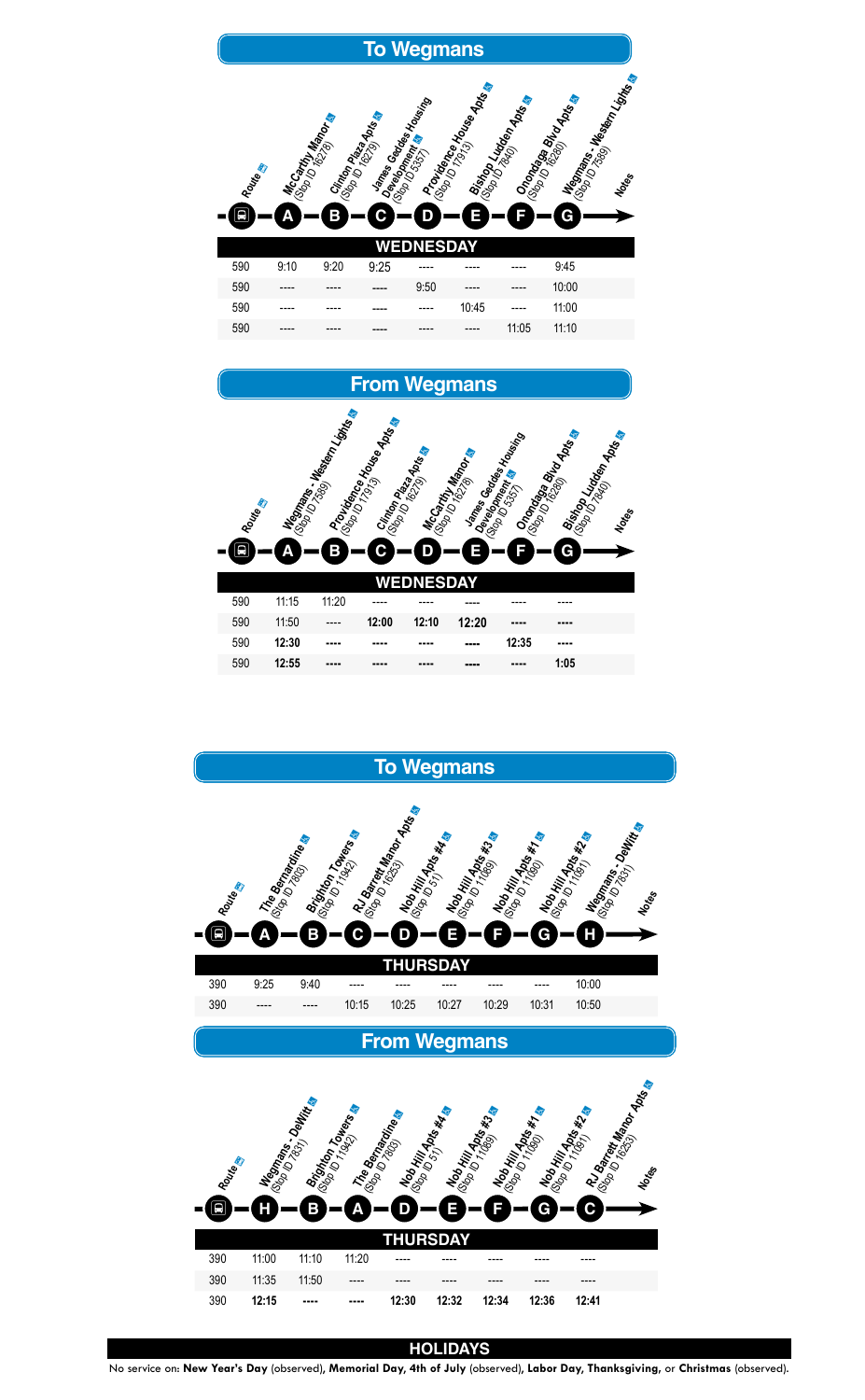## To Wegmans

| Route | A McCarthy Manor (Stop ID 16278) | B Clinton Plaza Apts (Stop ID 16279) | C James Geddes Housing Development (Stop ID 5357) | D Providence House Apts (Stop ID 17913) | E Bishop Ludden Apts (Stop ID 7840) | F Onondaga Blvd Apts (Stop ID 16280) | G Wegmans - Western Lights (Stop ID 7589) | Notes |
|---|---|---|---|---|---|---|---|---|
| **WEDNESDAY** | | | | | | | | |
| 590 | 9:10 | 9:20 | 9:25 | ---- | ---- | ---- | 9:45 | |
| 590 | ---- | ---- | ---- | 9:50 | ---- | ---- | 10:00 | |
| 590 | ---- | ---- | ---- | ---- | 10:45 | ---- | 11:00 | |
| 590 | ---- | ---- | ---- | ---- | ---- | 11:05 | 11:10 | |

## From Wegmans

| Route | A Wegmans - Western Lights (Stop ID 7589) | B Providence House Apts (Stop ID 17913) | C Clinton Plaza Apts (Stop ID 16279) | D McCarthy Manor (Stop ID 16278) | E James Geddes Housing Development (Stop ID 5357) | F Onondaga Blvd Apts (Stop ID 16280) | G Bishop Ludden Apts (Stop ID 7840) | Notes |
|---|---|---|---|---|---|---|---|---|
| **WEDNESDAY** | | | | | | | | |
| 590 | 11:15 | 11:20 | ---- | ---- | ---- | ---- | ---- | |
| 590 | 11:50 | ---- | **12:00** | **12:10** | **12:20** | ---- | ---- | |
| 590 | **12:30** | ---- | ---- | ---- | ---- | **12:35** | ---- | |
| 590 | **12:55** | ---- | ---- | ---- | ---- | ---- | **1:05** | |

## To Wegmans

| Route | A The Bernardine (Stop ID 7803) | B Brighton Towers (Stop ID 11942) | C RJ Barrett Manor Apts (Stop ID 16253) | D Nob Hill Apts #4 (Stop ID 51) | E Nob Hill Apts #3 (Stop ID 11089) | F Nob Hill Apts #1 (Stop ID 11090) | G Nob Hill Apts #2 (Stop ID 11091) | H Wegmans - DeWitt (Stop ID 7831) | Notes |
|---|---|---|---|---|---|---|---|---|---|
| **THURSDAY** | | | | | | | | | |
| 390 | 9:25 | 9:40 | ---- | ---- | ---- | ---- | ---- | 10:00 | |
| 390 | ---- | ---- | 10:15 | 10:25 | 10:27 | 10:29 | 10:31 | 10:50 | |

## From Wegmans

| Route | H Wegmans - DeWitt (Stop ID 7831) | B Brighton Towers (Stop ID 11942) | A The Bernardine (Stop ID 7803) | D Nob Hill Apts #4 (Stop ID 51) | E Nob Hill Apts #3 (Stop ID 11089) | F Nob Hill Apts #1 (Stop ID 11090) | G Nob Hill Apts #2 (Stop ID 11091) | C RJ Barrett Manor Apts (Stop ID 16253) | Notes |
|---|---|---|---|---|---|---|---|---|---|
| **THURSDAY** | | | | | | | | | |
| 390 | 11:00 | 11:10 | 11:20 | ---- | ---- | ---- | ---- | ---- | |
| 390 | 11:35 | 11:50 | ---- | ---- | ---- | ---- | ---- | ---- | |
| 390 | **12:15** | ---- | ---- | **12:30** | **12:32** | **12:34** | **12:36** | **12:41** | |

## HOLIDAYS

No service on: **New Year's Day** (observed), **Memorial Day, 4th of July** (observed), **Labor Day, Thanksgiving,** or **Christmas** (observed).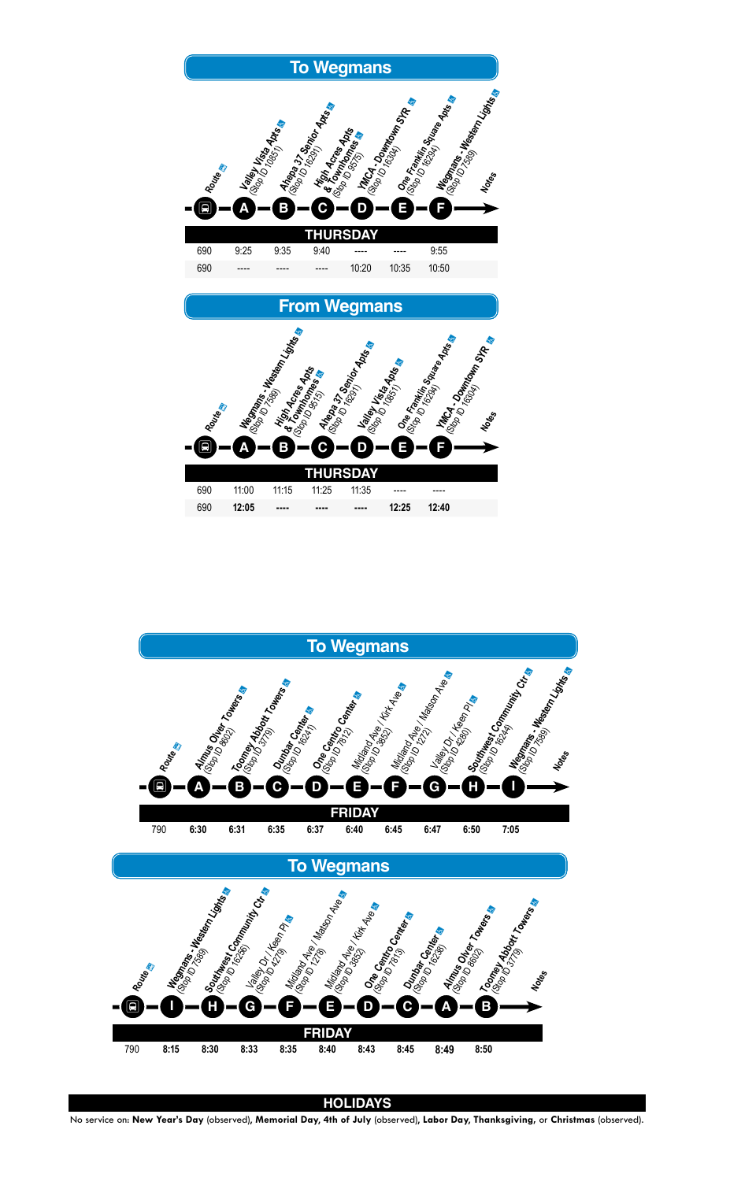## To Wegmans

| Route | A Valley Vista Apts (Stop ID 10851) | B Ahepa 37 Senior Apts (Stop ID 16291) | C High Acres Apts & Townhomes (Stop ID 9575) | D YMCA - Downtown SYR (Stop ID 16304) | E One Franklin Square Apts (Stop ID 16294) | F Wegmans - Western Lights (Stop ID 7589) | Notes |
|---|---|---|---|---|---|---|---|
| **THURSDAY** | | | | | | | |
| 690 | 9:25 | 9:35 | 9:40 | ---- | ---- | 9:55 | |
| 690 | ---- | ---- | ---- | 10:20 | 10:35 | 10:50 | |

## From Wegmans

| Route | A Wegmans - Western Lights (Stop ID 7589) | B High Acres Apts & Townhomes (Stop ID 9515) | C Ahepa 37 Senior Apts (Stop ID 16291) | D Valley Vista Apts (Stop ID 10851) | E One Franklin Square Apts (Stop ID 16294) | F YMCA - Downtown SYR (Stop ID 16304) | Notes |
|---|---|---|---|---|---|---|---|
| **THURSDAY** | | | | | | | |
| 690 | 11:00 | 11:15 | 11:25 | 11:35 | ---- | ---- | |
| 690 | **12:05** | **----** | **----** | **----** | **12:25** | **12:40** | |

## To Wegmans

| Route | A Almus Olver Towers (Stop ID 8602) | B Toomey Abbott Towers (Stop ID 3779) | C Dunbar Center (Stop ID 16241) | D One Centro Center (Stop ID 7812) | E Midland Ave / Kirk Ave (Stop ID 3852) | F Midland Ave / Matson Ave (Stop ID 1272) | G Valley Dr / Keen Pl (Stop ID 4280) | H Southwest Community Ctr (Stop ID 16244) | I Wegmans - Western Lights (Stop ID 7589) | Notes |
|---|---|---|---|---|---|---|---|---|---|---|
| **FRIDAY** | | | | | | | | | | |
| 790 | **6:30** | **6:31** | **6:35** | **6:37** | **6:40** | **6:45** | **6:47** | **6:50** | **7:05** | |

## To Wegmans

| Route | I Wegmans - Western Lights (Stop ID 7589) | H Southwest Community Ctr (Stop ID 16256) | G Valley Dr / Keen Pl (Stop ID 4279) | F Midland Ave / Matson Ave (Stop ID 1276) | E Midland Ave / Kirk Ave (Stop ID 3852) | D One Centro Center (Stop ID 7813) | C Dunbar Center (Stop ID 16238) | A Almus Olver Towers (Stop ID 8602) | B Toomey Abbott Towers (Stop ID 3779) | Notes |
|---|---|---|---|---|---|---|---|---|---|---|
| **FRIDAY** | | | | | | | | | | |
| 790 | **8:15** | **8:30** | **8:33** | **8:35** | **8:40** | **8:43** | **8:45** | **8:49** | **8:50** | |

## HOLIDAYS

No service on: **New Year's Day** (observed), **Memorial Day, 4th of July** (observed), **Labor Day, Thanksgiving,** or **Christmas** (observed).